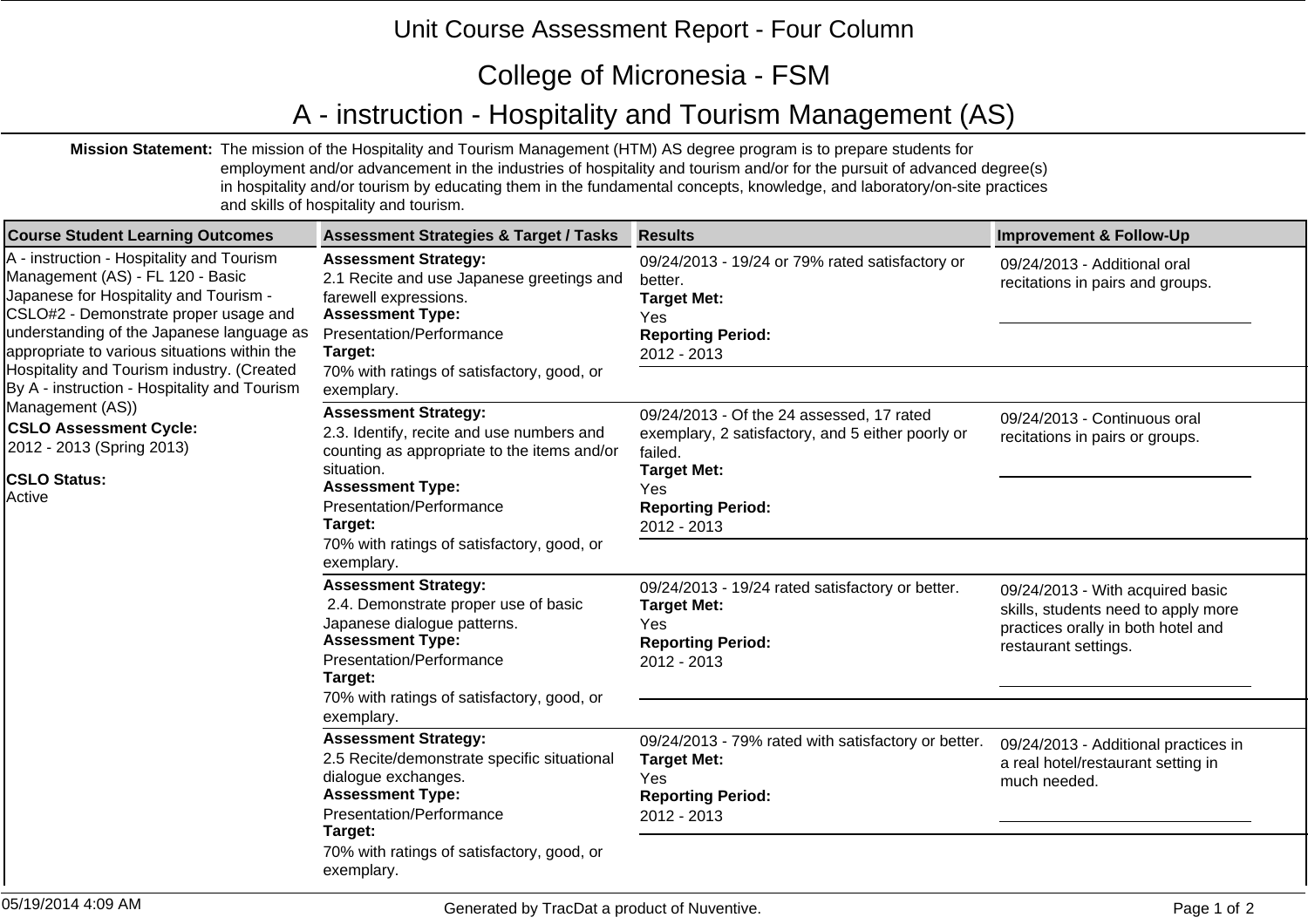# Unit Course Assessment Report - Four Column

## College of Micronesia - FSM

## A - instruction - Hospitality and Tourism Management (AS)

**Mission Statement:** The mission of the Hospitality and Tourism Management (HTM) AS degree program is to prepare students for employment and/or advancement in the industries of hospitality and tourism and/or for the pursuit of advanced degree(s) in hospitality and/or tourism by educating them in the fundamental concepts, knowledge, and laboratory/on-site practices and skills of hospitality and tourism.

| Course Student Learning Outcomes | Assessment Strategies & Target / Tasks | Results | Improvement & Follow-Up |
|---|---|---|---|
| A - instruction - Hospitality and Tourism Management (AS) - FL 120 - Basic Japanese for Hospitality and Tourism - CSLO#2 - Demonstrate proper usage and understanding of the Japanese language as appropriate to various situations within the Hospitality and Tourism industry. (Created By A - instruction - Hospitality and Tourism Management (AS))<br><br>**CSLO Assessment Cycle:**<br>2012 - 2013 (Spring 2013)<br><br>**CSLO Status:**<br>Active | **Assessment Strategy:**<br>2.1 Recite and use Japanese greetings and farewell expressions.<br>**Assessment Type:**<br>Presentation/Performance<br>**Target:**<br>70% with ratings of satisfactory, good, or exemplary. | 09/24/2013 - 19/24 or 79% rated satisfactory or better.<br>**Target Met:**<br>Yes<br>**Reporting Period:**<br>2012 - 2013 | 09/24/2013 - Additional oral recitations in pairs and groups. |
| | **Assessment Strategy:**<br>2.3. Identify, recite and use numbers and counting as appropriate to the items and/or situation.<br>**Assessment Type:**<br>Presentation/Performance<br>**Target:**<br>70% with ratings of satisfactory, good, or exemplary. | 09/24/2013 - Of the 24 assessed, 17 rated exemplary, 2 satisfactory, and 5 either poorly or failed.<br>**Target Met:**<br>Yes<br>**Reporting Period:**<br>2012 - 2013 | 09/24/2013 - Continuous oral recitations in pairs or groups. |
| | **Assessment Strategy:**<br>2.4. Demonstrate proper use of basic Japanese dialogue patterns.<br>**Assessment Type:**<br>Presentation/Performance<br>**Target:**<br>70% with ratings of satisfactory, good, or exemplary. | 09/24/2013 - 19/24 rated satisfactory or better.<br>**Target Met:**<br>Yes<br>**Reporting Period:**<br>2012 - 2013 | 09/24/2013 - With acquired basic skills, students need to apply more practices orally in both hotel and restaurant settings. |
| | **Assessment Strategy:**<br>2.5 Recite/demonstrate specific situational dialogue exchanges.<br>**Assessment Type:**<br>Presentation/Performance<br>**Target:**<br>70% with ratings of satisfactory, good, or exemplary. | 09/24/2013 - 79% rated with satisfactory or better.<br>**Target Met:**<br>Yes<br>**Reporting Period:**<br>2012 - 2013 | 09/24/2013 - Additional practices in a real hotel/restaurant setting in much needed. |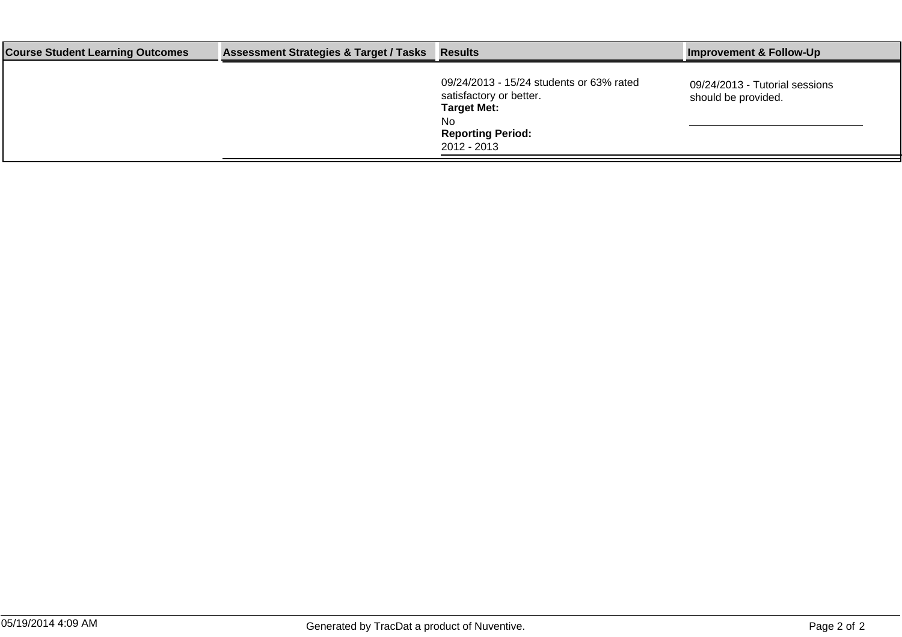| Course Student Learning Outcomes | Assessment Strategies & Target / Tasks | Results | Improvement & Follow-Up |
|---|---|---|---|
| | | 09/24/2013 - 15/24 students or 63% rated satisfactory or better.<br>**Target Met:**<br>No<br>**Reporting Period:**<br>2012 - 2013 | 09/24/2013 - Tutorial sessions should be provided. |